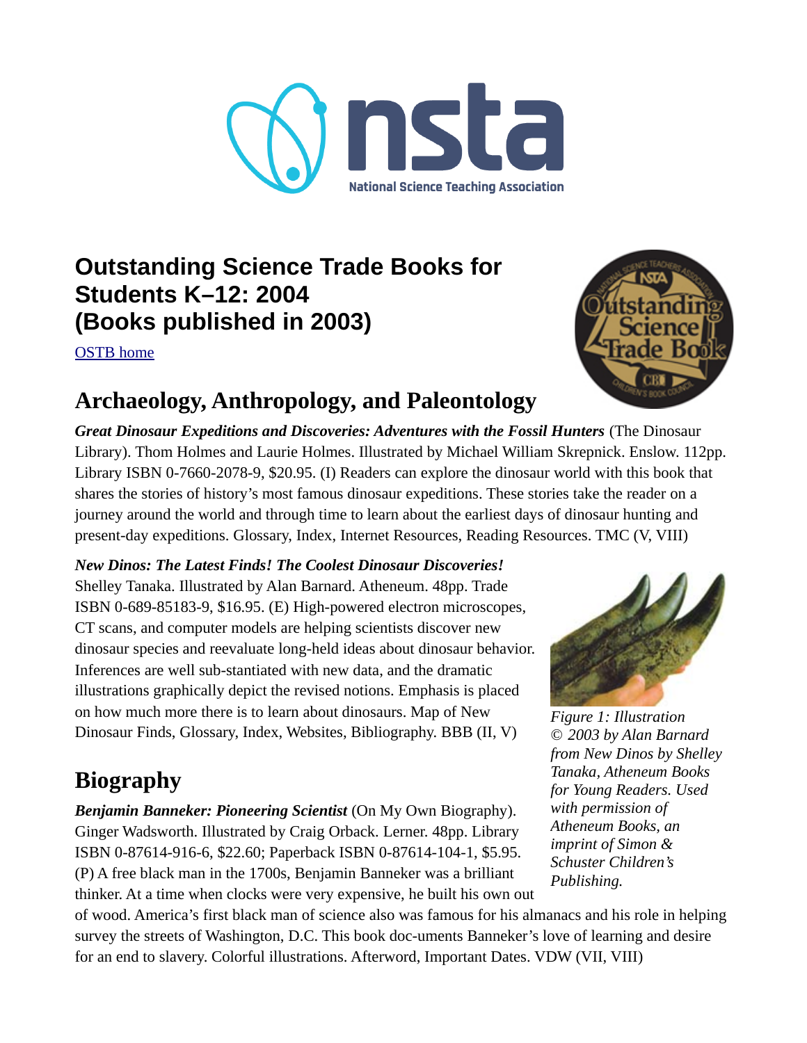# Outstanding Science Trade Books for Students K–12: 2004 (Books published in 2003)

OSTB home

## Archaeology, Anthropology, and Paleontology

***Great Dinosaur Expeditions and Discoveries: Adventures with the Fossil Hunters*** (The Dinosaur Library). Thom Holmes and Laurie Holmes. Illustrated by Michael William Skrepnick. Enslow. 112pp. Library ISBN 0-7660-2078-9, $20.95. (I) Readers can explore the dinosaur world with this book that shares the stories of history's most famous dinosaur expeditions. These stories take the reader on a journey around the world and through time to learn about the earliest days of dinosaur hunting and present-day expeditions. Glossary, Index, Internet Resources, Reading Resources. TMC (V, VIII)

***New Dinos: The Latest Finds! The Coolest Dinosaur Discoveries!*** Shelley Tanaka. Illustrated by Alan Barnard. Atheneum. 48pp. Trade ISBN 0-689-85183-9, $16.95. (E) High-powered electron microscopes, CT scans, and computer models are helping scientists discover new dinosaur species and reevaluate long-held ideas about dinosaur behavior. Inferences are well sub-stantiated with new data, and the dramatic illustrations graphically depict the revised notions. Emphasis is placed on how much more there is to learn about dinosaurs. Map of New Dinosaur Finds, Glossary, Index, Websites, Bibliography. BBB (II, V)

*Figure 1: Illustration © 2003 by Alan Barnard from New Dinos by Shelley Tanaka, Atheneum Books for Young Readers. Used with permission of Atheneum Books, an imprint of Simon & Schuster Children's Publishing.*

## Biography

***Benjamin Banneker: Pioneering Scientist*** (On My Own Biography). Ginger Wadsworth. Illustrated by Craig Orback. Lerner. 48pp. Library ISBN 0-87614-916-6, $22.60; Paperback ISBN 0-87614-104-1, $5.95. (P) A free black man in the 1700s, Benjamin Banneker was a brilliant thinker. At a time when clocks were very expensive, he built his own out of wood. America's first black man of science also was famous for his almanacs and his role in helping survey the streets of Washington, D.C. This book doc-uments Banneker's love of learning and desire for an end to slavery. Colorful illustrations. Afterword, Important Dates. VDW (VII, VIII)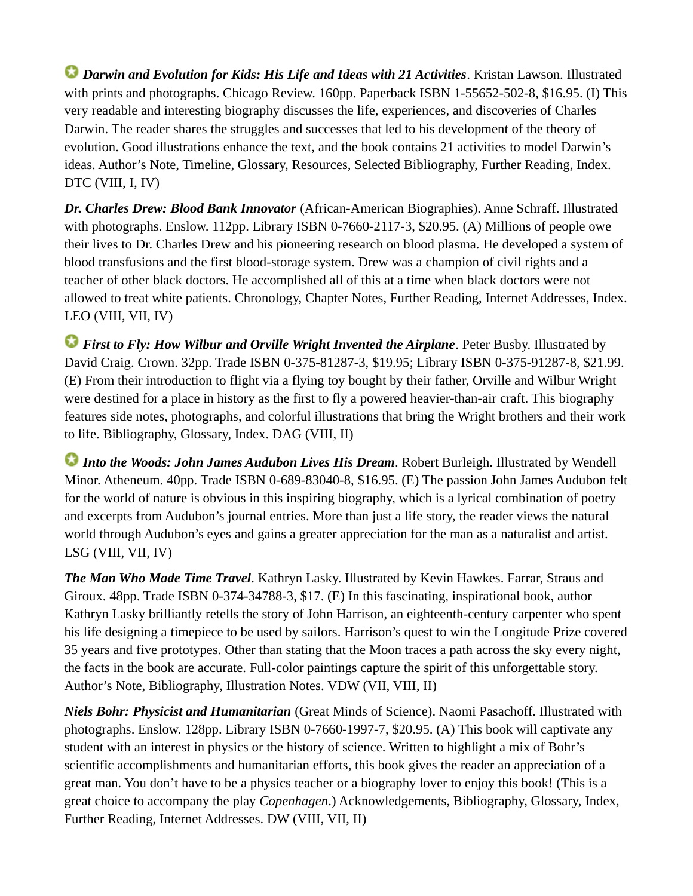**Darwin and Evolution for Kids: His Life and Ideas with 21 Activities**. Kristan Lawson. Illustrated with prints and photographs. Chicago Review. 160pp. Paperback ISBN 1-55652-502-8, $16.95. (I) This very readable and interesting biography discusses the life, experiences, and discoveries of Charles Darwin. The reader shares the struggles and successes that led to his development of the theory of evolution. Good illustrations enhance the text, and the book contains 21 activities to model Darwin's ideas. Author's Note, Timeline, Glossary, Resources, Selected Bibliography, Further Reading, Index. DTC (VIII, I, IV)

**Dr. Charles Drew: Blood Bank Innovator** (African-American Biographies). Anne Schraff. Illustrated with photographs. Enslow. 112pp. Library ISBN 0-7660-2117-3, $20.95. (A) Millions of people owe their lives to Dr. Charles Drew and his pioneering research on blood plasma. He developed a system of blood transfusions and the first blood-storage system. Drew was a champion of civil rights and a teacher of other black doctors. He accomplished all of this at a time when black doctors were not allowed to treat white patients. Chronology, Chapter Notes, Further Reading, Internet Addresses, Index. LEO (VIII, VII, IV)

**First to Fly: How Wilbur and Orville Wright Invented the Airplane**. Peter Busby. Illustrated by David Craig. Crown. 32pp. Trade ISBN 0-375-81287-3, $19.95; Library ISBN 0-375-91287-8, $21.99. (E) From their introduction to flight via a flying toy bought by their father, Orville and Wilbur Wright were destined for a place in history as the first to fly a powered heavier-than-air craft. This biography features side notes, photographs, and colorful illustrations that bring the Wright brothers and their work to life. Bibliography, Glossary, Index. DAG (VIII, II)

**Into the Woods: John James Audubon Lives His Dream**. Robert Burleigh. Illustrated by Wendell Minor. Atheneum. 40pp. Trade ISBN 0-689-83040-8, $16.95. (E) The passion John James Audubon felt for the world of nature is obvious in this inspiring biography, which is a lyrical combination of poetry and excerpts from Audubon's journal entries. More than just a life story, the reader views the natural world through Audubon's eyes and gains a greater appreciation for the man as a naturalist and artist. LSG (VIII, VII, IV)

**The Man Who Made Time Travel**. Kathryn Lasky. Illustrated by Kevin Hawkes. Farrar, Straus and Giroux. 48pp. Trade ISBN 0-374-34788-3, $17. (E) In this fascinating, inspirational book, author Kathryn Lasky brilliantly retells the story of John Harrison, an eighteenth-century carpenter who spent his life designing a timepiece to be used by sailors. Harrison's quest to win the Longitude Prize covered 35 years and five prototypes. Other than stating that the Moon traces a path across the sky every night, the facts in the book are accurate. Full-color paintings capture the spirit of this unforgettable story. Author's Note, Bibliography, Illustration Notes. VDW (VII, VIII, II)

**Niels Bohr: Physicist and Humanitarian** (Great Minds of Science). Naomi Pasachoff. Illustrated with photographs. Enslow. 128pp. Library ISBN 0-7660-1997-7, $20.95. (A) This book will captivate any student with an interest in physics or the history of science. Written to highlight a mix of Bohr's scientific accomplishments and humanitarian efforts, this book gives the reader an appreciation of a great man. You don't have to be a physics teacher or a biography lover to enjoy this book! (This is a great choice to accompany the play *Copenhagen*.) Acknowledgements, Bibliography, Glossary, Index, Further Reading, Internet Addresses. DW (VIII, VII, II)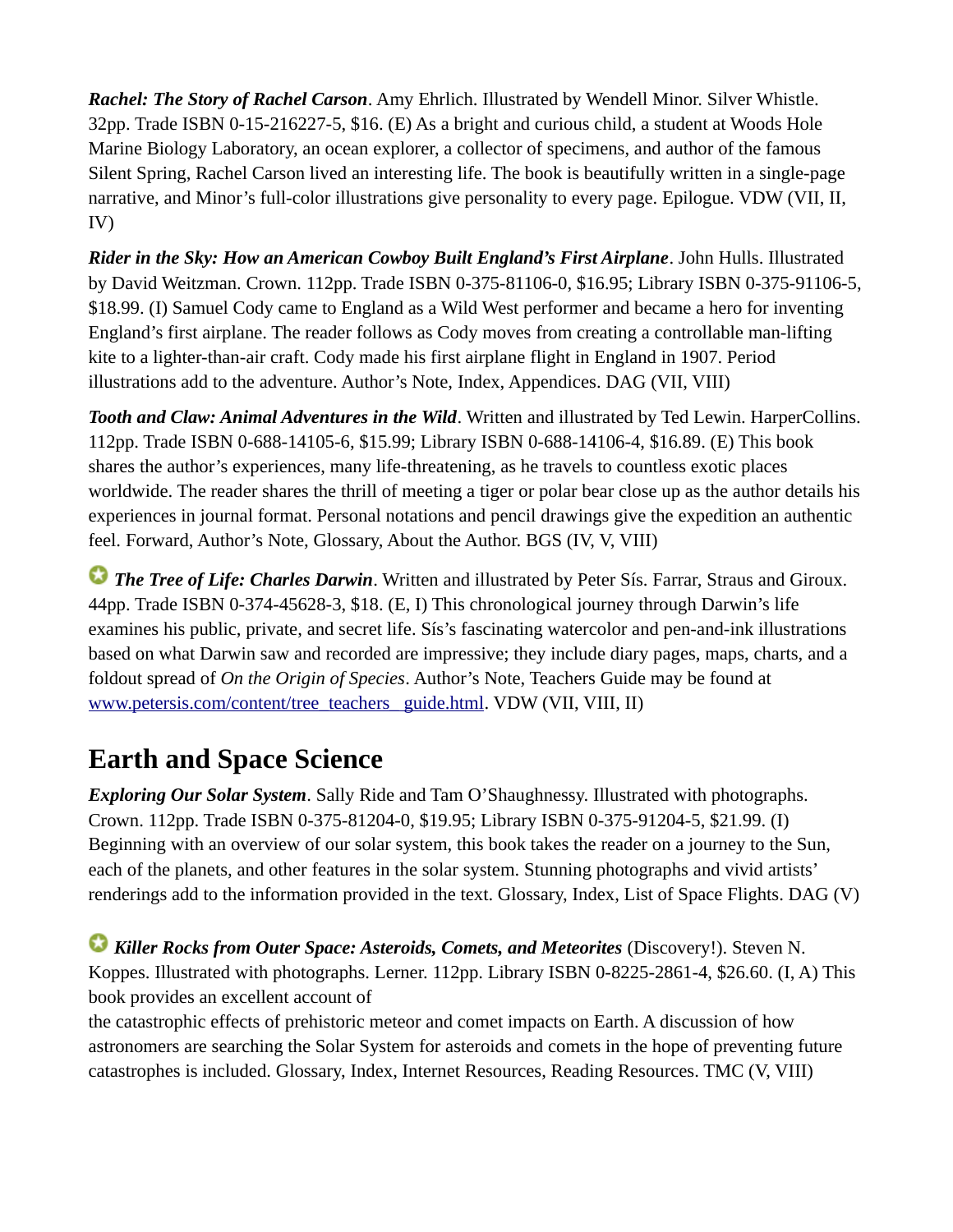***Rachel: The Story of Rachel Carson***. Amy Ehrlich. Illustrated by Wendell Minor. Silver Whistle. 32pp. Trade ISBN 0-15-216227-5, $16. (E) As a bright and curious child, a student at Woods Hole Marine Biology Laboratory, an ocean explorer, a collector of specimens, and author of the famous Silent Spring, Rachel Carson lived an interesting life. The book is beautifully written in a single-page narrative, and Minor's full-color illustrations give personality to every page. Epilogue. VDW (VII, II, IV)

***Rider in the Sky: How an American Cowboy Built England's First Airplane***. John Hulls. Illustrated by David Weitzman. Crown. 112pp. Trade ISBN 0-375-81106-0, $16.95; Library ISBN 0-375-91106-5, $18.99. (I) Samuel Cody came to England as a Wild West performer and became a hero for inventing England's first airplane. The reader follows as Cody moves from creating a controllable man-lifting kite to a lighter-than-air craft. Cody made his first airplane flight in England in 1907. Period illustrations add to the adventure. Author's Note, Index, Appendices. DAG (VII, VIII)

***Tooth and Claw: Animal Adventures in the Wild***. Written and illustrated by Ted Lewin. HarperCollins. 112pp. Trade ISBN 0-688-14105-6, $15.99; Library ISBN 0-688-14106-4, $16.89. (E) This book shares the author's experiences, many life-threatening, as he travels to countless exotic places worldwide. The reader shares the thrill of meeting a tiger or polar bear close up as the author details his experiences in journal format. Personal notations and pencil drawings give the expedition an authentic feel. Forward, Author's Note, Glossary, About the Author. BGS (IV, V, VIII)

***The Tree of Life: Charles Darwin***. Written and illustrated by Peter Sís. Farrar, Straus and Giroux. 44pp. Trade ISBN 0-374-45628-3, $18. (E, I) This chronological journey through Darwin's life examines his public, private, and secret life. Sís's fascinating watercolor and pen-and-ink illustrations based on what Darwin saw and recorded are impressive; they include diary pages, maps, charts, and a foldout spread of *On the Origin of Species*. Author's Note, Teachers Guide may be found at www.petersis.com/content/tree_teachers__guide.html. VDW (VII, VIII, II)

# Earth and Space Science

***Exploring Our Solar System***. Sally Ride and Tam O'Shaughnessy. Illustrated with photographs. Crown. 112pp. Trade ISBN 0-375-81204-0, $19.95; Library ISBN 0-375-91204-5, $21.99. (I) Beginning with an overview of our solar system, this book takes the reader on a journey to the Sun, each of the planets, and other features in the solar system. Stunning photographs and vivid artists' renderings add to the information provided in the text. Glossary, Index, List of Space Flights. DAG (V)

***Killer Rocks from Outer Space: Asteroids, Comets, and Meteorites*** (Discovery!). Steven N. Koppes. Illustrated with photographs. Lerner. 112pp. Library ISBN 0-8225-2861-4, $26.60. (I, A) This book provides an excellent account of the catastrophic effects of prehistoric meteor and comet impacts on Earth. A discussion of how astronomers are searching the Solar System for asteroids and comets in the hope of preventing future catastrophes is included. Glossary, Index, Internet Resources, Reading Resources. TMC (V, VIII)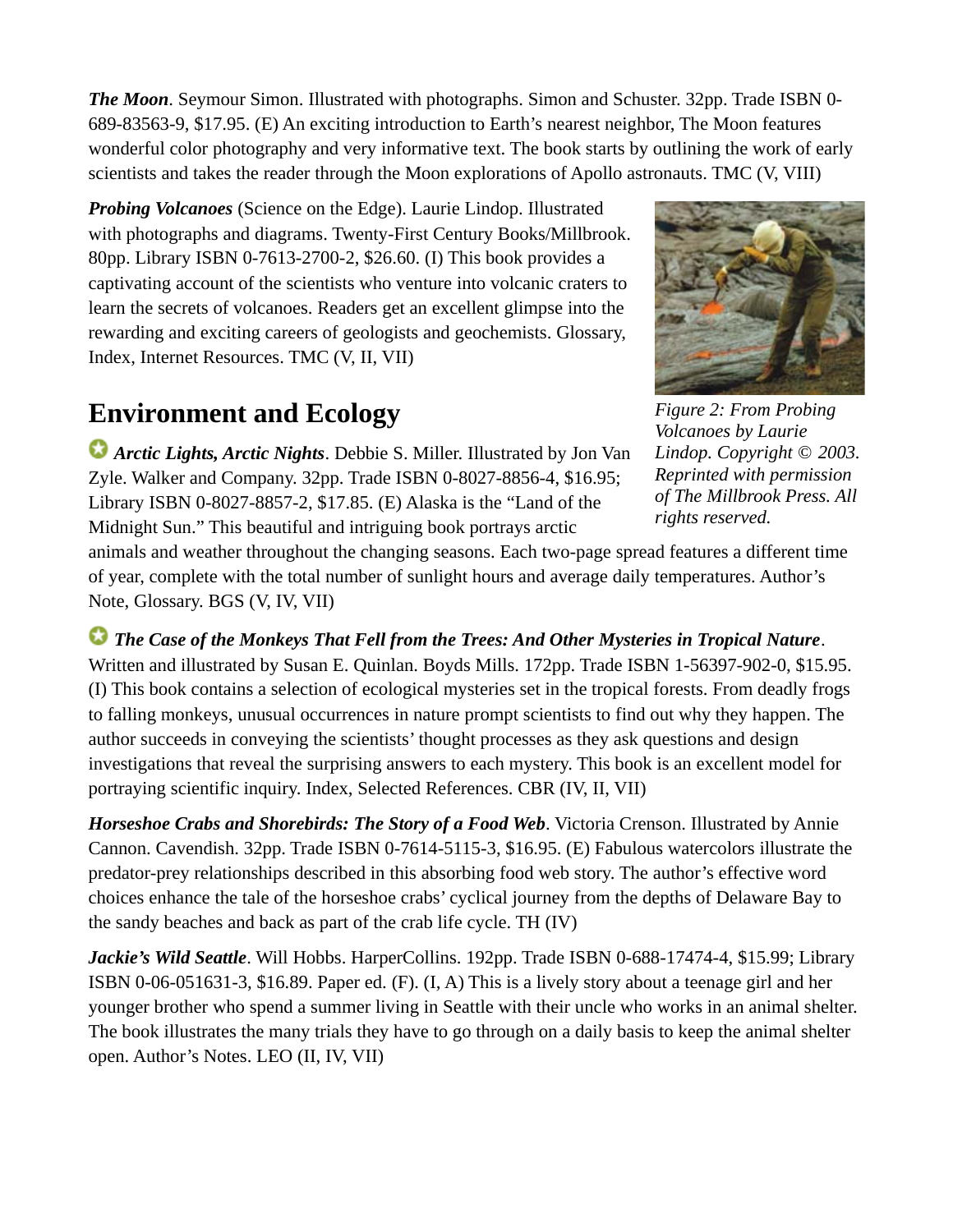***The Moon***. Seymour Simon. Illustrated with photographs. Simon and Schuster. 32pp. Trade ISBN 0-689-83563-9, $17.95. (E) An exciting introduction to Earth's nearest neighbor, The Moon features wonderful color photography and very informative text. The book starts by outlining the work of early scientists and takes the reader through the Moon explorations of Apollo astronauts. TMC (V, VIII)

***Probing Volcanoes*** (Science on the Edge). Laurie Lindop. Illustrated with photographs and diagrams. Twenty-First Century Books/Millbrook. 80pp. Library ISBN 0-7613-2700-2, $26.60. (I) This book provides a captivating account of the scientists who venture into volcanic craters to learn the secrets of volcanoes. Readers get an excellent glimpse into the rewarding and exciting careers of geologists and geochemists. Glossary, Index, Internet Resources. TMC (V, II, VII)

*Figure 2: From Probing Volcanoes by Laurie Lindop. Copyright © 2003. Reprinted with permission of The Millbrook Press. All rights reserved.*

## Environment and Ecology

***Arctic Lights, Arctic Nights***. Debbie S. Miller. Illustrated by Jon Van Zyle. Walker and Company. 32pp. Trade ISBN 0-8027-8856-4, $16.95; Library ISBN 0-8027-8857-2, $17.85. (E) Alaska is the "Land of the Midnight Sun." This beautiful and intriguing book portrays arctic animals and weather throughout the changing seasons. Each two-page spread features a different time of year, complete with the total number of sunlight hours and average daily temperatures. Author's Note, Glossary. BGS (V, IV, VII)

***The Case of the Monkeys That Fell from the Trees: And Other Mysteries in Tropical Nature***. Written and illustrated by Susan E. Quinlan. Boyds Mills. 172pp. Trade ISBN 1-56397-902-0, $15.95. (I) This book contains a selection of ecological mysteries set in the tropical forests. From deadly frogs to falling monkeys, unusual occurrences in nature prompt scientists to find out why they happen. The author succeeds in conveying the scientists' thought processes as they ask questions and design investigations that reveal the surprising answers to each mystery. This book is an excellent model for portraying scientific inquiry. Index, Selected References. CBR (IV, II, VII)

***Horseshoe Crabs and Shorebirds: The Story of a Food Web***. Victoria Crenson. Illustrated by Annie Cannon. Cavendish. 32pp. Trade ISBN 0-7614-5115-3, $16.95. (E) Fabulous watercolors illustrate the predator-prey relationships described in this absorbing food web story. The author's effective word choices enhance the tale of the horseshoe crabs' cyclical journey from the depths of Delaware Bay to the sandy beaches and back as part of the crab life cycle. TH (IV)

***Jackie's Wild Seattle***. Will Hobbs. HarperCollins. 192pp. Trade ISBN 0-688-17474-4, $15.99; Library ISBN 0-06-051631-3, $16.89. Paper ed. (F). (I, A) This is a lively story about a teenage girl and her younger brother who spend a summer living in Seattle with their uncle who works in an animal shelter. The book illustrates the many trials they have to go through on a daily basis to keep the animal shelter open. Author's Notes. LEO (II, IV, VII)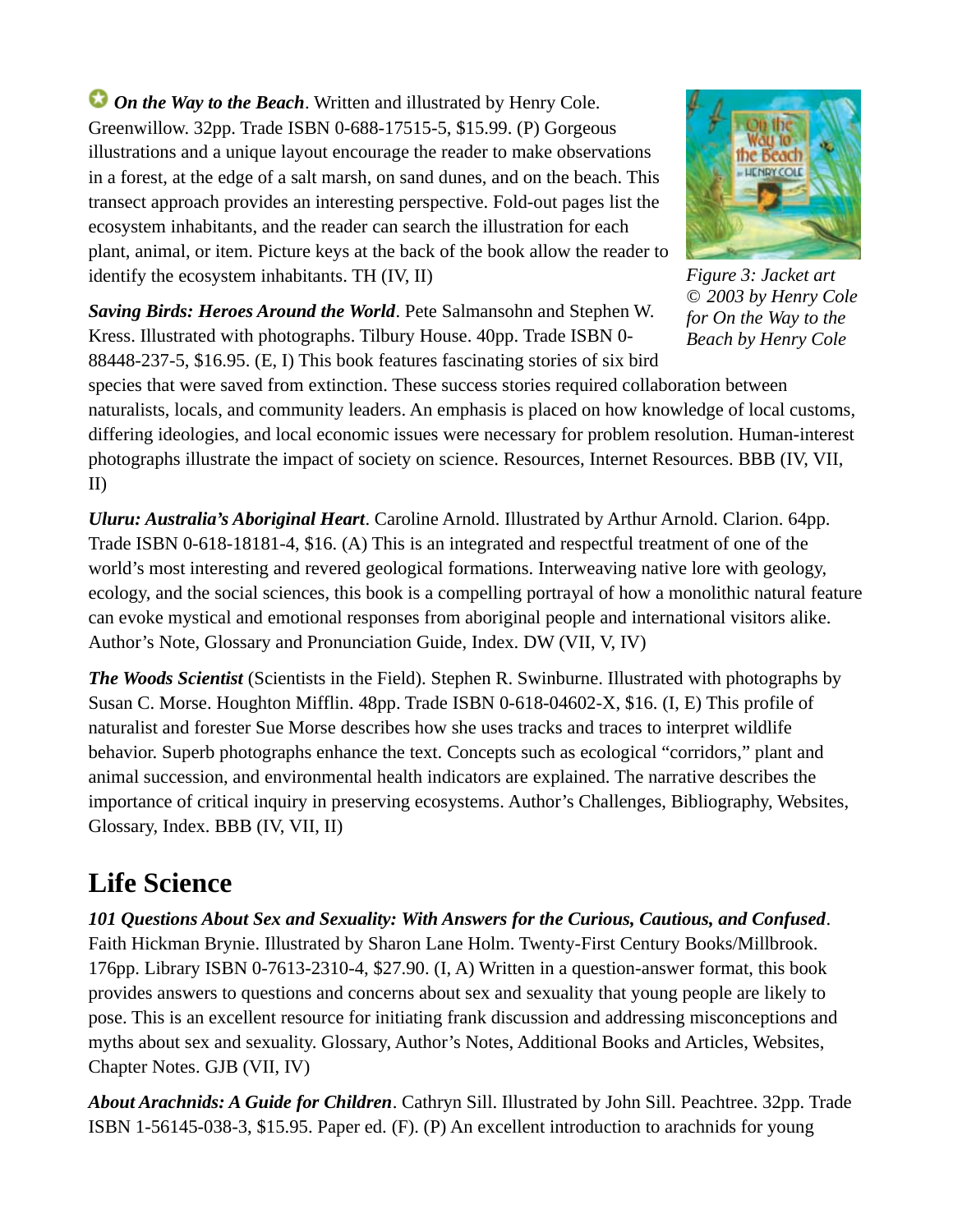**On the Way to the Beach**. Written and illustrated by Henry Cole. Greenwillow. 32pp. Trade ISBN 0-688-17515-5, $15.99. (P) Gorgeous illustrations and a unique layout encourage the reader to make observations in a forest, at the edge of a salt marsh, on sand dunes, and on the beach. This transect approach provides an interesting perspective. Fold-out pages list the ecosystem inhabitants, and the reader can search the illustration for each plant, animal, or item. Picture keys at the back of the book allow the reader to identify the ecosystem inhabitants. TH (IV, II)

*Figure 3: Jacket art © 2003 by Henry Cole for On the Way to the Beach by Henry Cole*

***Saving Birds: Heroes Around the World***. Pete Salmansohn and Stephen W. Kress. Illustrated with photographs. Tilbury House. 40pp. Trade ISBN 0-88448-237-5, $16.95. (E, I) This book features fascinating stories of six bird species that were saved from extinction. These success stories required collaboration between naturalists, locals, and community leaders. An emphasis is placed on how knowledge of local customs, differing ideologies, and local economic issues were necessary for problem resolution. Human-interest photographs illustrate the impact of society on science. Resources, Internet Resources. BBB (IV, VII, II)

***Uluru: Australia's Aboriginal Heart***. Caroline Arnold. Illustrated by Arthur Arnold. Clarion. 64pp. Trade ISBN 0-618-18181-4, $16. (A) This is an integrated and respectful treatment of one of the world's most interesting and revered geological formations. Interweaving native lore with geology, ecology, and the social sciences, this book is a compelling portrayal of how a monolithic natural feature can evoke mystical and emotional responses from aboriginal people and international visitors alike. Author's Note, Glossary and Pronunciation Guide, Index. DW (VII, V, IV)

***The Woods Scientist*** (Scientists in the Field). Stephen R. Swinburne. Illustrated with photographs by Susan C. Morse. Houghton Mifflin. 48pp. Trade ISBN 0-618-04602-X, $16. (I, E) This profile of naturalist and forester Sue Morse describes how she uses tracks and traces to interpret wildlife behavior. Superb photographs enhance the text. Concepts such as ecological "corridors," plant and animal succession, and environmental health indicators are explained. The narrative describes the importance of critical inquiry in preserving ecosystems. Author's Challenges, Bibliography, Websites, Glossary, Index. BBB (IV, VII, II)

## Life Science

***101 Questions About Sex and Sexuality: With Answers for the Curious, Cautious, and Confused***. Faith Hickman Brynie. Illustrated by Sharon Lane Holm. Twenty-First Century Books/Millbrook. 176pp. Library ISBN 0-7613-2310-4, $27.90. (I, A) Written in a question-answer format, this book provides answers to questions and concerns about sex and sexuality that young people are likely to pose. This is an excellent resource for initiating frank discussion and addressing misconceptions and myths about sex and sexuality. Glossary, Author's Notes, Additional Books and Articles, Websites, Chapter Notes. GJB (VII, IV)

***About Arachnids: A Guide for Children***. Cathryn Sill. Illustrated by John Sill. Peachtree. 32pp. Trade ISBN 1-56145-038-3, $15.95. Paper ed. (F). (P) An excellent introduction to arachnids for young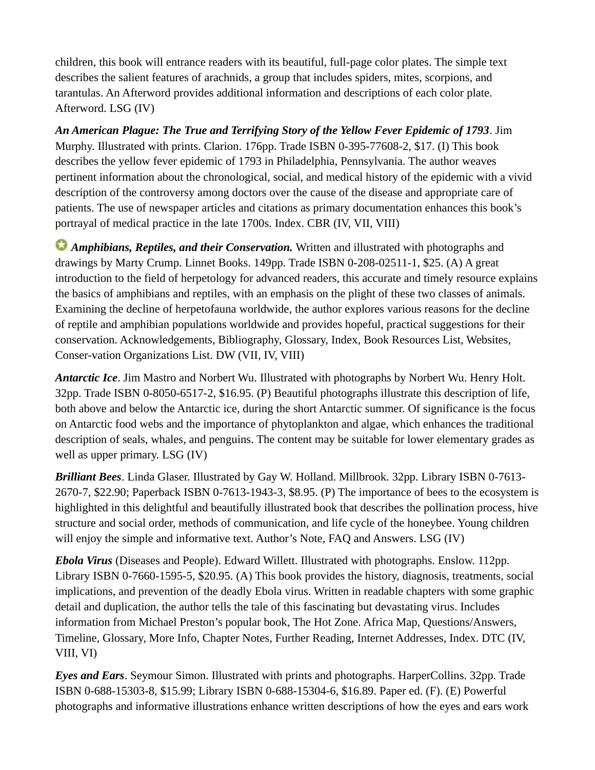children, this book will entrance readers with its beautiful, full-page color plates. The simple text describes the salient features of arachnids, a group that includes spiders, mites, scorpions, and tarantulas. An Afterword provides additional information and descriptions of each color plate. Afterword. LSG (IV)

***An American Plague: The True and Terrifying Story of the Yellow Fever Epidemic of 1793***. Jim Murphy. Illustrated with prints. Clarion. 176pp. Trade ISBN 0-395-77608-2, $17. (I) This book describes the yellow fever epidemic of 1793 in Philadelphia, Pennsylvania. The author weaves pertinent information about the chronological, social, and medical history of the epidemic with a vivid description of the controversy among doctors over the cause of the disease and appropriate care of patients. The use of newspaper articles and citations as primary documentation enhances this book's portrayal of medical practice in the late 1700s. Index. CBR (IV, VII, VIII)

***Amphibians, Reptiles, and their Conservation.*** Written and illustrated with photographs and drawings by Marty Crump. Linnet Books. 149pp. Trade ISBN 0-208-02511-1, $25. (A) A great introduction to the field of herpetology for advanced readers, this accurate and timely resource explains the basics of amphibians and reptiles, with an emphasis on the plight of these two classes of animals. Examining the decline of herpetofauna worldwide, the author explores various reasons for the decline of reptile and amphibian populations worldwide and provides hopeful, practical suggestions for their conservation. Acknowledgements, Bibliography, Glossary, Index, Book Resources List, Websites, Conser-vation Organizations List. DW (VII, IV, VIII)

***Antarctic Ice***. Jim Mastro and Norbert Wu. Illustrated with photographs by Norbert Wu. Henry Holt. 32pp. Trade ISBN 0-8050-6517-2, $16.95. (P) Beautiful photographs illustrate this description of life, both above and below the Antarctic ice, during the short Antarctic summer. Of significance is the focus on Antarctic food webs and the importance of phytoplankton and algae, which enhances the traditional description of seals, whales, and penguins. The content may be suitable for lower elementary grades as well as upper primary. LSG (IV)

***Brilliant Bees***. Linda Glaser. Illustrated by Gay W. Holland. Millbrook. 32pp. Library ISBN 0-7613-2670-7, $22.90; Paperback ISBN 0-7613-1943-3, $8.95. (P) The importance of bees to the ecosystem is highlighted in this delightful and beautifully illustrated book that describes the pollination process, hive structure and social order, methods of communication, and life cycle of the honeybee. Young children will enjoy the simple and informative text. Author's Note, FAQ and Answers. LSG (IV)

***Ebola Virus*** (Diseases and People). Edward Willett. Illustrated with photographs. Enslow. 112pp. Library ISBN 0-7660-1595-5, $20.95. (A) This book provides the history, diagnosis, treatments, social implications, and prevention of the deadly Ebola virus. Written in readable chapters with some graphic detail and duplication, the author tells the tale of this fascinating but devastating virus. Includes information from Michael Preston's popular book, The Hot Zone. Africa Map, Questions/Answers, Timeline, Glossary, More Info, Chapter Notes, Further Reading, Internet Addresses, Index. DTC (IV, VIII, VI)

***Eyes and Ears***. Seymour Simon. Illustrated with prints and photographs. HarperCollins. 32pp. Trade ISBN 0-688-15303-8, $15.99; Library ISBN 0-688-15304-6, $16.89. Paper ed. (F). (E) Powerful photographs and informative illustrations enhance written descriptions of how the eyes and ears work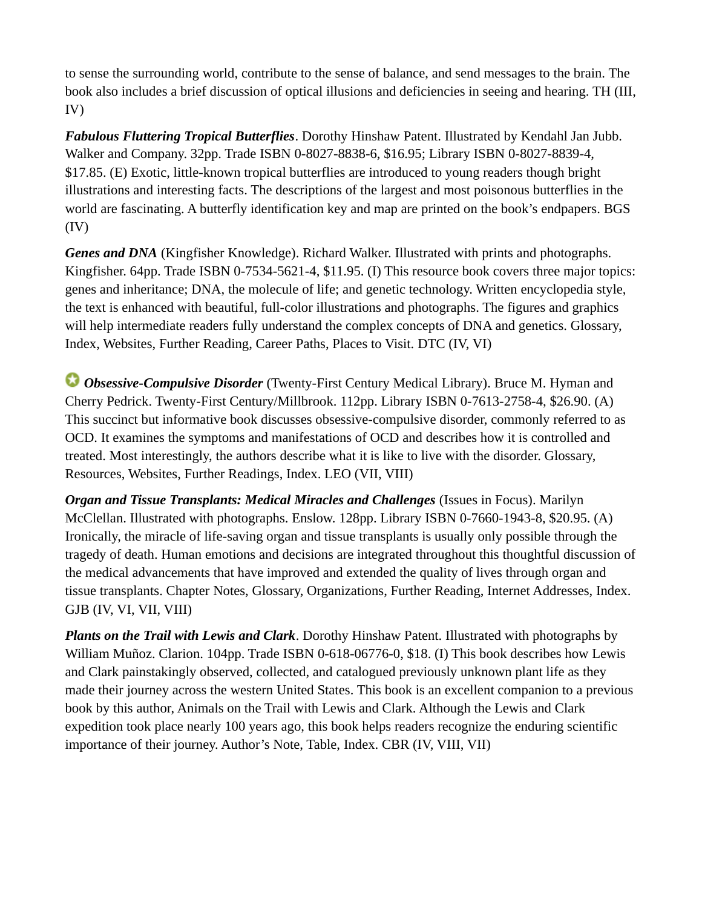to sense the surrounding world, contribute to the sense of balance, and send messages to the brain. The book also includes a brief discussion of optical illusions and deficiencies in seeing and hearing. TH (III, IV)

***Fabulous Fluttering Tropical Butterflies***. Dorothy Hinshaw Patent. Illustrated by Kendahl Jan Jubb. Walker and Company. 32pp. Trade ISBN 0-8027-8838-6, $16.95; Library ISBN 0-8027-8839-4, $17.85. (E) Exotic, little-known tropical butterflies are introduced to young readers though bright illustrations and interesting facts. The descriptions of the largest and most poisonous butterflies in the world are fascinating. A butterfly identification key and map are printed on the book's endpapers. BGS (IV)

***Genes and DNA*** (Kingfisher Knowledge). Richard Walker. Illustrated with prints and photographs. Kingfisher. 64pp. Trade ISBN 0-7534-5621-4, $11.95. (I) This resource book covers three major topics: genes and inheritance; DNA, the molecule of life; and genetic technology. Written encyclopedia style, the text is enhanced with beautiful, full-color illustrations and photographs. The figures and graphics will help intermediate readers fully understand the complex concepts of DNA and genetics. Glossary, Index, Websites, Further Reading, Career Paths, Places to Visit. DTC (IV, VI)

***Obsessive-Compulsive Disorder*** (Twenty-First Century Medical Library). Bruce M. Hyman and Cherry Pedrick. Twenty-First Century/Millbrook. 112pp. Library ISBN 0-7613-2758-4, $26.90. (A) This succinct but informative book discusses obsessive-compulsive disorder, commonly referred to as OCD. It examines the symptoms and manifestations of OCD and describes how it is controlled and treated. Most interestingly, the authors describe what it is like to live with the disorder. Glossary, Resources, Websites, Further Readings, Index. LEO (VII, VIII)

***Organ and Tissue Transplants: Medical Miracles and Challenges*** (Issues in Focus). Marilyn McClellan. Illustrated with photographs. Enslow. 128pp. Library ISBN 0-7660-1943-8, $20.95. (A) Ironically, the miracle of life-saving organ and tissue transplants is usually only possible through the tragedy of death. Human emotions and decisions are integrated throughout this thoughtful discussion of the medical advancements that have improved and extended the quality of lives through organ and tissue transplants. Chapter Notes, Glossary, Organizations, Further Reading, Internet Addresses, Index. GJB (IV, VI, VII, VIII)

***Plants on the Trail with Lewis and Clark***. Dorothy Hinshaw Patent. Illustrated with photographs by William Muñoz. Clarion. 104pp. Trade ISBN 0-618-06776-0, $18. (I) This book describes how Lewis and Clark painstakingly observed, collected, and catalogued previously unknown plant life as they made their journey across the western United States. This book is an excellent companion to a previous book by this author, Animals on the Trail with Lewis and Clark. Although the Lewis and Clark expedition took place nearly 100 years ago, this book helps readers recognize the enduring scientific importance of their journey. Author's Note, Table, Index. CBR (IV, VIII, VII)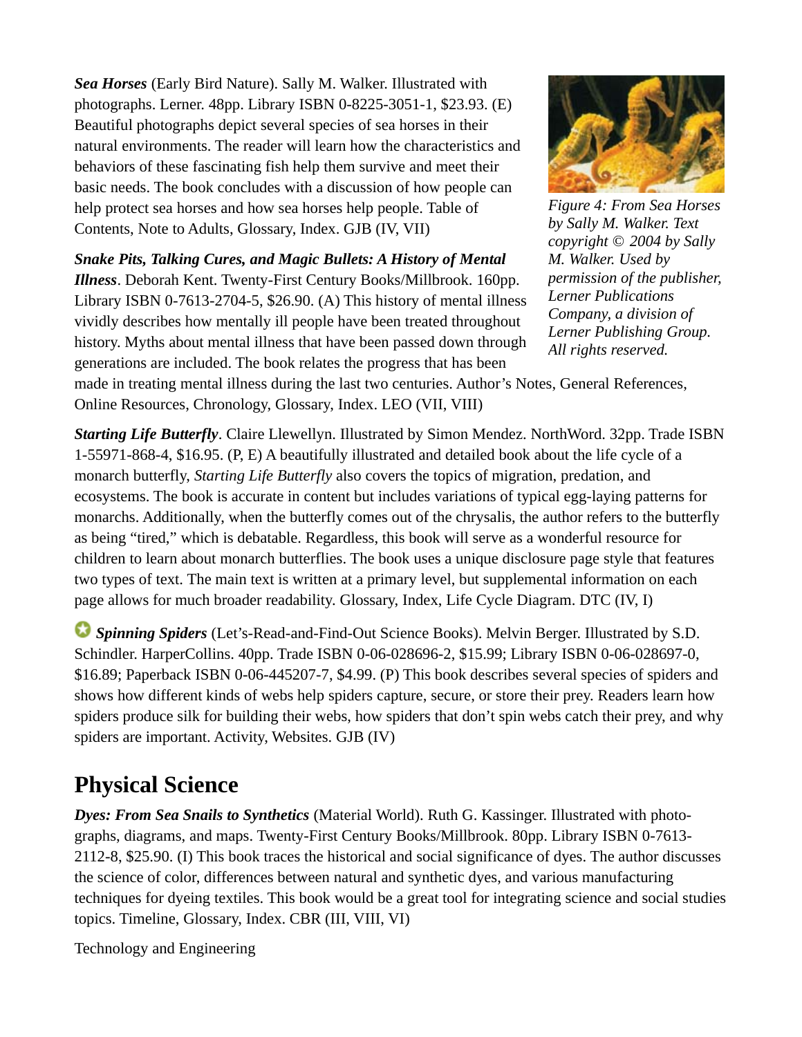***Sea Horses*** (Early Bird Nature). Sally M. Walker. Illustrated with photographs. Lerner. 48pp. Library ISBN 0-8225-3051-1, $23.93. (E) Beautiful photographs depict several species of sea horses in their natural environments. The reader will learn how the characteristics and behaviors of these fascinating fish help them survive and meet their basic needs. The book concludes with a discussion of how people can help protect sea horses and how sea horses help people. Table of Contents, Note to Adults, Glossary, Index. GJB (IV, VII)

*Figure 4: From Sea Horses by Sally M. Walker. Text copyright © 2004 by Sally M. Walker. Used by permission of the publisher, Lerner Publications Company, a division of Lerner Publishing Group. All rights reserved.*

***Snake Pits, Talking Cures, and Magic Bullets: A History of Mental Illness***. Deborah Kent. Twenty-First Century Books/Millbrook. 160pp. Library ISBN 0-7613-2704-5, $26.90. (A) This history of mental illness vividly describes how mentally ill people have been treated throughout history. Myths about mental illness that have been passed down through generations are included. The book relates the progress that has been made in treating mental illness during the last two centuries. Author's Notes, General References, Online Resources, Chronology, Glossary, Index. LEO (VII, VIII)

***Starting Life Butterfly***. Claire Llewellyn. Illustrated by Simon Mendez. NorthWord. 32pp. Trade ISBN 1-55971-868-4, $16.95. (P, E) A beautifully illustrated and detailed book about the life cycle of a monarch butterfly, *Starting Life Butterfly* also covers the topics of migration, predation, and ecosystems. The book is accurate in content but includes variations of typical egg-laying patterns for monarchs. Additionally, when the butterfly comes out of the chrysalis, the author refers to the butterfly as being "tired," which is debatable. Regardless, this book will serve as a wonderful resource for children to learn about monarch butterflies. The book uses a unique disclosure page style that features two types of text. The main text is written at a primary level, but supplemental information on each page allows for much broader readability. Glossary, Index, Life Cycle Diagram. DTC (IV, I)

***Spinning Spiders*** (Let's-Read-and-Find-Out Science Books). Melvin Berger. Illustrated by S.D. Schindler. HarperCollins. 40pp. Trade ISBN 0-06-028696-2, $15.99; Library ISBN 0-06-028697-0, $16.89; Paperback ISBN 0-06-445207-7, $4.99. (P) This book describes several species of spiders and shows how different kinds of webs help spiders capture, secure, or store their prey. Readers learn how spiders produce silk for building their webs, how spiders that don't spin webs catch their prey, and why spiders are important. Activity, Websites. GJB (IV)

## Physical Science

***Dyes: From Sea Snails to Synthetics*** (Material World). Ruth G. Kassinger. Illustrated with photographs, diagrams, and maps. Twenty-First Century Books/Millbrook. 80pp. Library ISBN 0-7613-2112-8, $25.90. (I) This book traces the historical and social significance of dyes. The author discusses the science of color, differences between natural and synthetic dyes, and various manufacturing techniques for dyeing textiles. This book would be a great tool for integrating science and social studies topics. Timeline, Glossary, Index. CBR (III, VIII, VI)

Technology and Engineering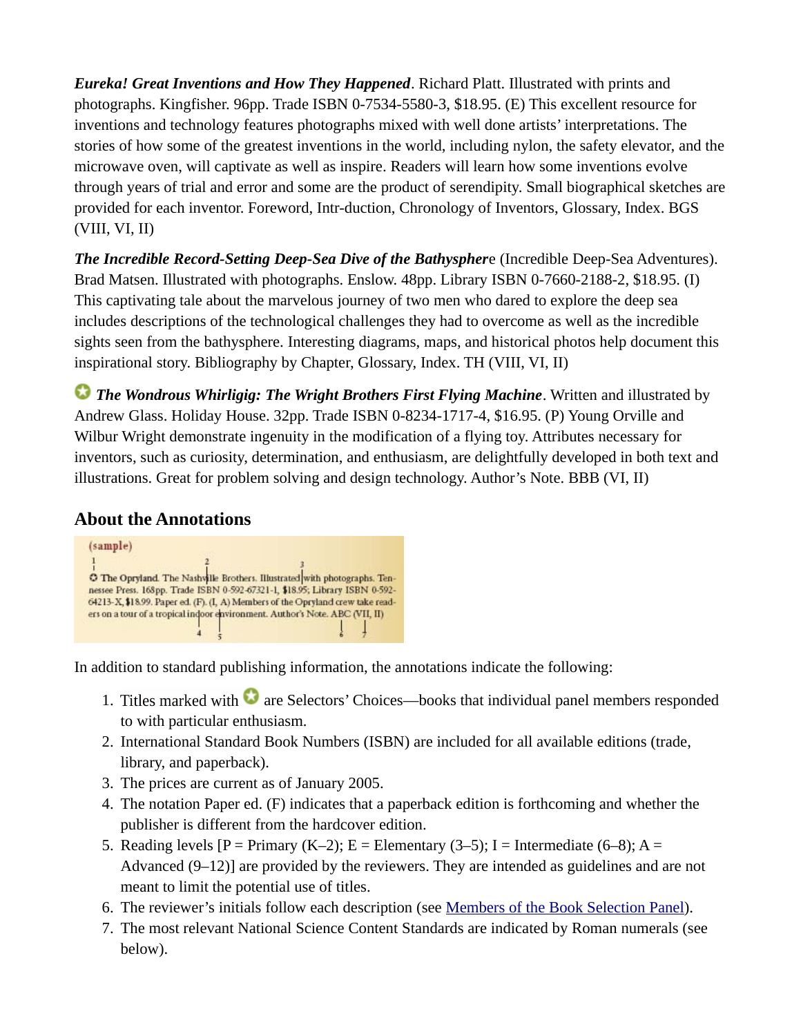***Eureka! Great Inventions and How They Happened***. Richard Platt. Illustrated with prints and photographs. Kingfisher. 96pp. Trade ISBN 0-7534-5580-3, $18.95. (E) This excellent resource for inventions and technology features photographs mixed with well done artists' interpretations. The stories of how some of the greatest inventions in the world, including nylon, the safety elevator, and the microwave oven, will captivate as well as inspire. Readers will learn how some inventions evolve through years of trial and error and some are the product of serendipity. Small biographical sketches are provided for each inventor. Foreword, Intr-duction, Chronology of Inventors, Glossary, Index. BGS (VIII, VI, II)

***The Incredible Record-Setting Deep-Sea Dive of the Bathyspher***e (Incredible Deep-Sea Adventures). Brad Matsen. Illustrated with photographs. Enslow. 48pp. Library ISBN 0-7660-2188-2, $18.95. (I) This captivating tale about the marvelous journey of two men who dared to explore the deep sea includes descriptions of the technological challenges they had to overcome as well as the incredible sights seen from the bathysphere. Interesting diagrams, maps, and historical photos help document this inspirational story. Bibliography by Chapter, Glossary, Index. TH (VIII, VI, II)

✪ ***The Wondrous Whirligig: The Wright Brothers First Flying Machine***. Written and illustrated by Andrew Glass. Holiday House. 32pp. Trade ISBN 0-8234-1717-4, $16.95. (P) Young Orville and Wilbur Wright demonstrate ingenuity in the modification of a flying toy. Attributes necessary for inventors, such as curiosity, determination, and enthusiasm, are delightfully developed in both text and illustrations. Great for problem solving and design technology. Author's Note. BBB (VI, II)

## About the Annotations

(sample)

✪ The Opryland. The Nashville Brothers. Illustrated with photographs. Tennessee Press. 168pp. Trade ISBN 0-592-67321-1, $18.95; Library ISBN 0-592-64213-X, $18.99. Paper ed. (F). (I, A) Members of the Opryland crew take readers on a tour of a tropical indoor environment. Author's Note. ABC (VII, II)

In addition to standard publishing information, the annotations indicate the following:

1. Titles marked with ✪ are Selectors' Choices—books that individual panel members responded to with particular enthusiasm.
2. International Standard Book Numbers (ISBN) are included for all available editions (trade, library, and paperback).
3. The prices are current as of January 2005.
4. The notation Paper ed. (F) indicates that a paperback edition is forthcoming and whether the publisher is different from the hardcover edition.
5. Reading levels [P = Primary (K–2); E = Elementary (3–5); I = Intermediate (6–8); A = Advanced (9–12)] are provided by the reviewers. They are intended as guidelines and are not meant to limit the potential use of titles.
6. The reviewer's initials follow each description (see Members of the Book Selection Panel).
7. The most relevant National Science Content Standards are indicated by Roman numerals (see below).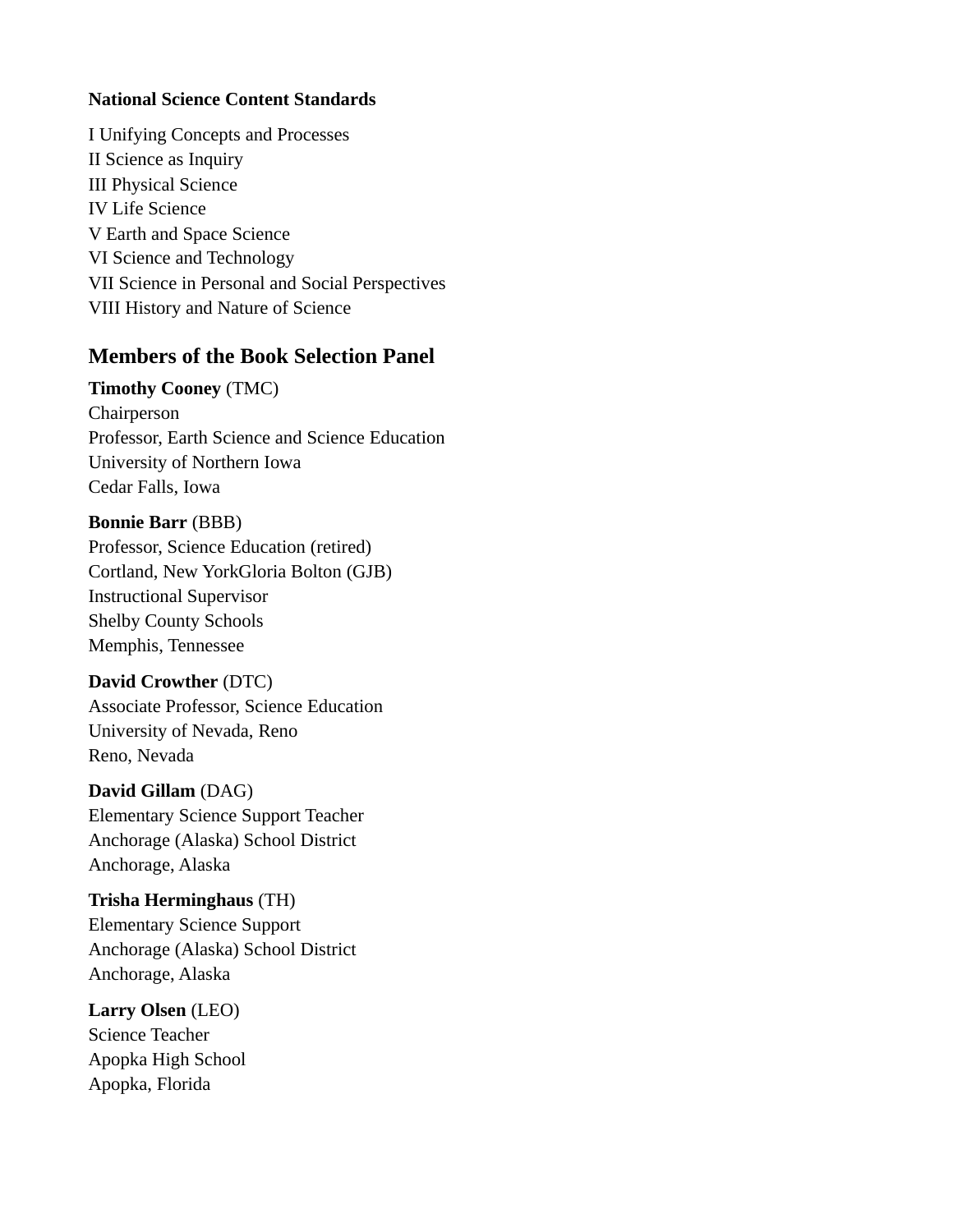**National Science Content Standards**

I Unifying Concepts and Processes
II Science as Inquiry
III Physical Science
IV Life Science
V Earth and Space Science
VI Science and Technology
VII Science in Personal and Social Perspectives
VIII History and Nature of Science

## Members of the Book Selection Panel

**Timothy Cooney** (TMC)
Chairperson
Professor, Earth Science and Science Education
University of Northern Iowa
Cedar Falls, Iowa

**Bonnie Barr** (BBB)
Professor, Science Education (retired)
Cortland, New YorkGloria Bolton (GJB)
Instructional Supervisor
Shelby County Schools
Memphis, Tennessee

**David Crowther** (DTC)
Associate Professor, Science Education
University of Nevada, Reno
Reno, Nevada

**David Gillam** (DAG)
Elementary Science Support Teacher
Anchorage (Alaska) School District
Anchorage, Alaska

**Trisha Herminghaus** (TH)
Elementary Science Support
Anchorage (Alaska) School District
Anchorage, Alaska

**Larry Olsen** (LEO)
Science Teacher
Apopka High School
Apopka, Florida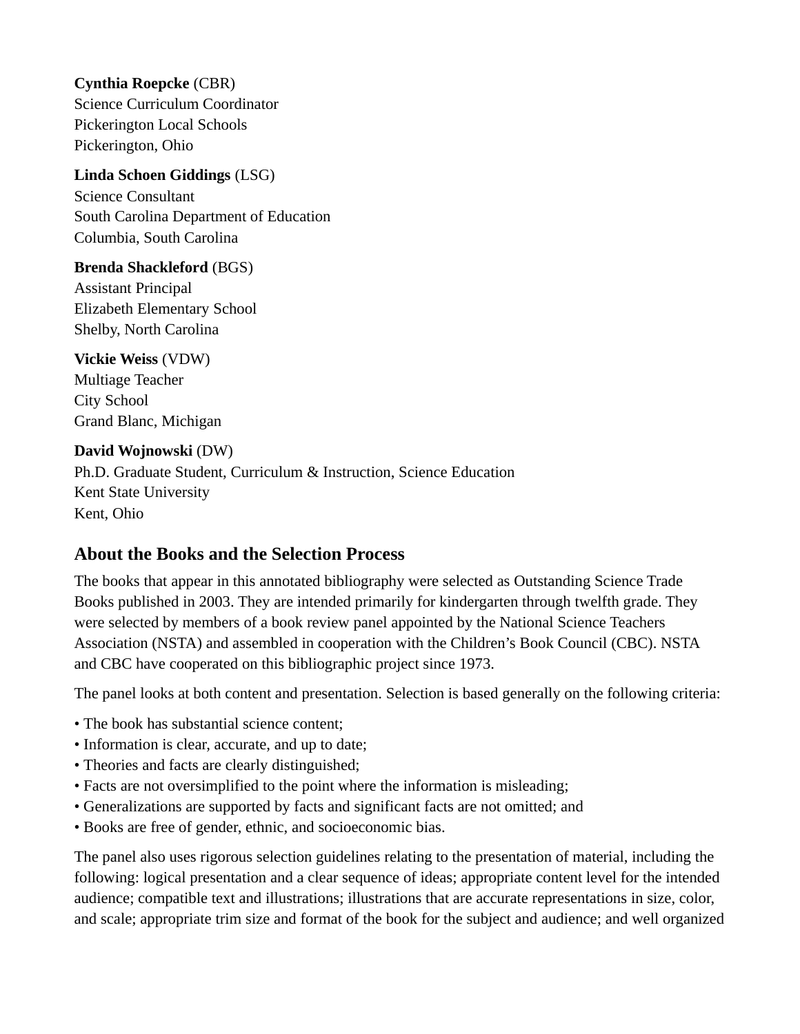**Cynthia Roepcke** (CBR)
Science Curriculum Coordinator
Pickerington Local Schools
Pickerington, Ohio

**Linda Schoen Giddings** (LSG)
Science Consultant
South Carolina Department of Education
Columbia, South Carolina

**Brenda Shackleford** (BGS)
Assistant Principal
Elizabeth Elementary School
Shelby, North Carolina

**Vickie Weiss** (VDW)
Multiage Teacher
City School
Grand Blanc, Michigan

**David Wojnowski** (DW)
Ph.D. Graduate Student, Curriculum & Instruction, Science Education
Kent State University
Kent, Ohio

## About the Books and the Selection Process

The books that appear in this annotated bibliography were selected as Outstanding Science Trade Books published in 2003. They are intended primarily for kindergarten through twelfth grade. They were selected by members of a book review panel appointed by the National Science Teachers Association (NSTA) and assembled in cooperation with the Children's Book Council (CBC). NSTA and CBC have cooperated on this bibliographic project since 1973.

The panel looks at both content and presentation. Selection is based generally on the following criteria:

- The book has substantial science content;
- Information is clear, accurate, and up to date;
- Theories and facts are clearly distinguished;
- Facts are not oversimplified to the point where the information is misleading;
- Generalizations are supported by facts and significant facts are not omitted; and
- Books are free of gender, ethnic, and socioeconomic bias.

The panel also uses rigorous selection guidelines relating to the presentation of material, including the following: logical presentation and a clear sequence of ideas; appropriate content level for the intended audience; compatible text and illustrations; illustrations that are accurate representations in size, color, and scale; appropriate trim size and format of the book for the subject and audience; and well organized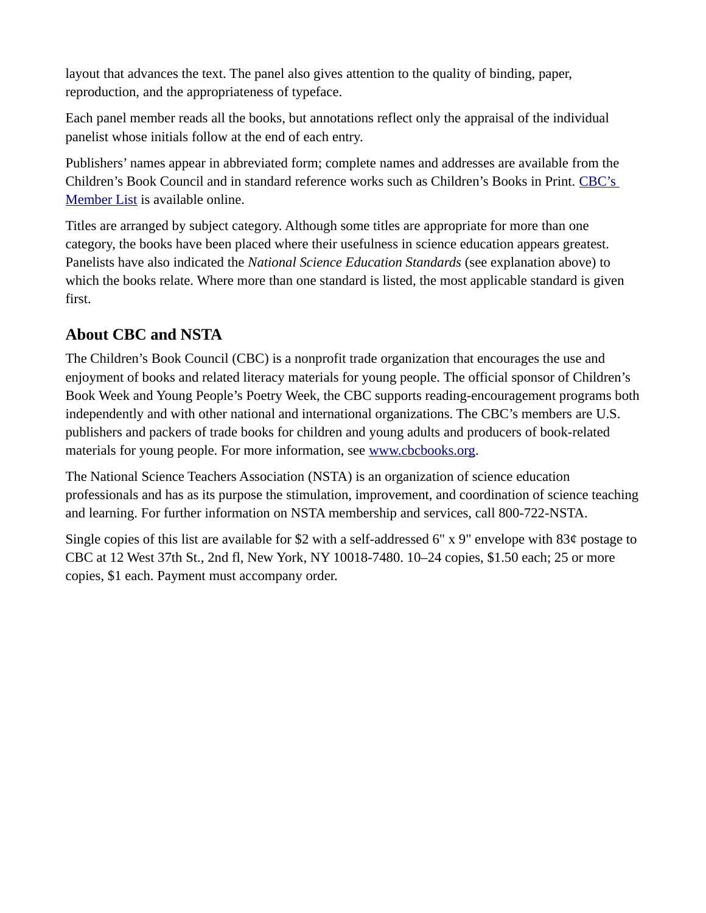layout that advances the text. The panel also gives attention to the quality of binding, paper, reproduction, and the appropriateness of typeface.

Each panel member reads all the books, but annotations reflect only the appraisal of the individual panelist whose initials follow at the end of each entry.

Publishers' names appear in abbreviated form; complete names and addresses are available from the Children's Book Council and in standard reference works such as Children's Books in Print. CBC's Member List is available online.

Titles are arranged by subject category. Although some titles are appropriate for more than one category, the books have been placed where their usefulness in science education appears greatest. Panelists have also indicated the *National Science Education Standards* (see explanation above) to which the books relate. Where more than one standard is listed, the most applicable standard is given first.

## About CBC and NSTA

The Children's Book Council (CBC) is a nonprofit trade organization that encourages the use and enjoyment of books and related literacy materials for young people. The official sponsor of Children's Book Week and Young People's Poetry Week, the CBC supports reading-encouragement programs both independently and with other national and international organizations. The CBC's members are U.S. publishers and packers of trade books for children and young adults and producers of book-related materials for young people. For more information, see www.cbcbooks.org.

The National Science Teachers Association (NSTA) is an organization of science education professionals and has as its purpose the stimulation, improvement, and coordination of science teaching and learning. For further information on NSTA membership and services, call 800-722-NSTA.

Single copies of this list are available for $2 with a self-addressed 6" x 9" envelope with 83¢ postage to CBC at 12 West 37th St., 2nd fl, New York, NY 10018-7480. 10–24 copies, $1.50 each; 25 or more copies, $1 each. Payment must accompany order.